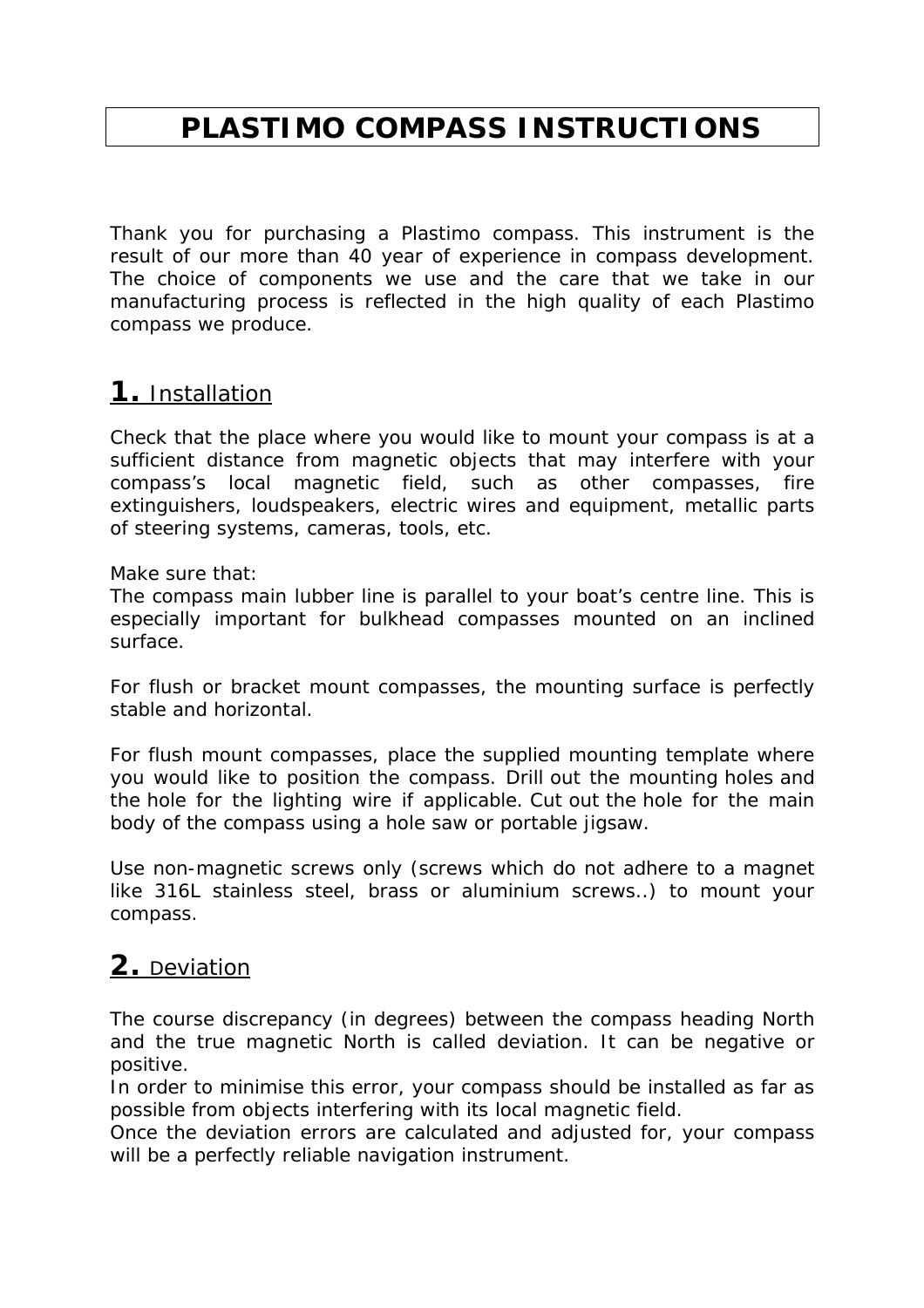# PLASTIMO COMPASS INSTRUCTIONS

Thank you for purchasing a Plastimo compass. This instrument is the result of our more than 40 year of experience in compass development. The choice of components we use and the care that we take in our manufacturing process is reflected in the high quality of each Plastimo compass we produce.

## 1. Installation

Check that the place where you would like to mount your compass is at a sufficient distance from magnetic objects that may interfere with your compass's local magnetic field, such as other compasses, fire extinguishers, loudspeakers, electric wires and equipment, metallic parts of steering systems, cameras, tools, etc.

Make sure that:
The compass main lubber line is parallel to your boat's centre line. This is especially important for bulkhead compasses mounted on an inclined surface.

For flush or bracket mount compasses, the mounting surface is perfectly stable and horizontal.

For flush mount compasses, place the supplied mounting template where you would like to position the compass. Drill out the mounting holes and the hole for the lighting wire if applicable. Cut out the hole for the main body of the compass using a hole saw or portable jigsaw.

Use non-magnetic screws only (screws which do not adhere to a magnet like 316L stainless steel, brass or aluminium screws..) to mount your compass.

## 2. Deviation

The course discrepancy (in degrees) between the compass heading North and the true magnetic North is called deviation. It can be negative or positive.
In order to minimise this error, your compass should be installed as far as possible from objects interfering with its local magnetic field.
Once the deviation errors are calculated and adjusted for, your compass will be a perfectly reliable navigation instrument.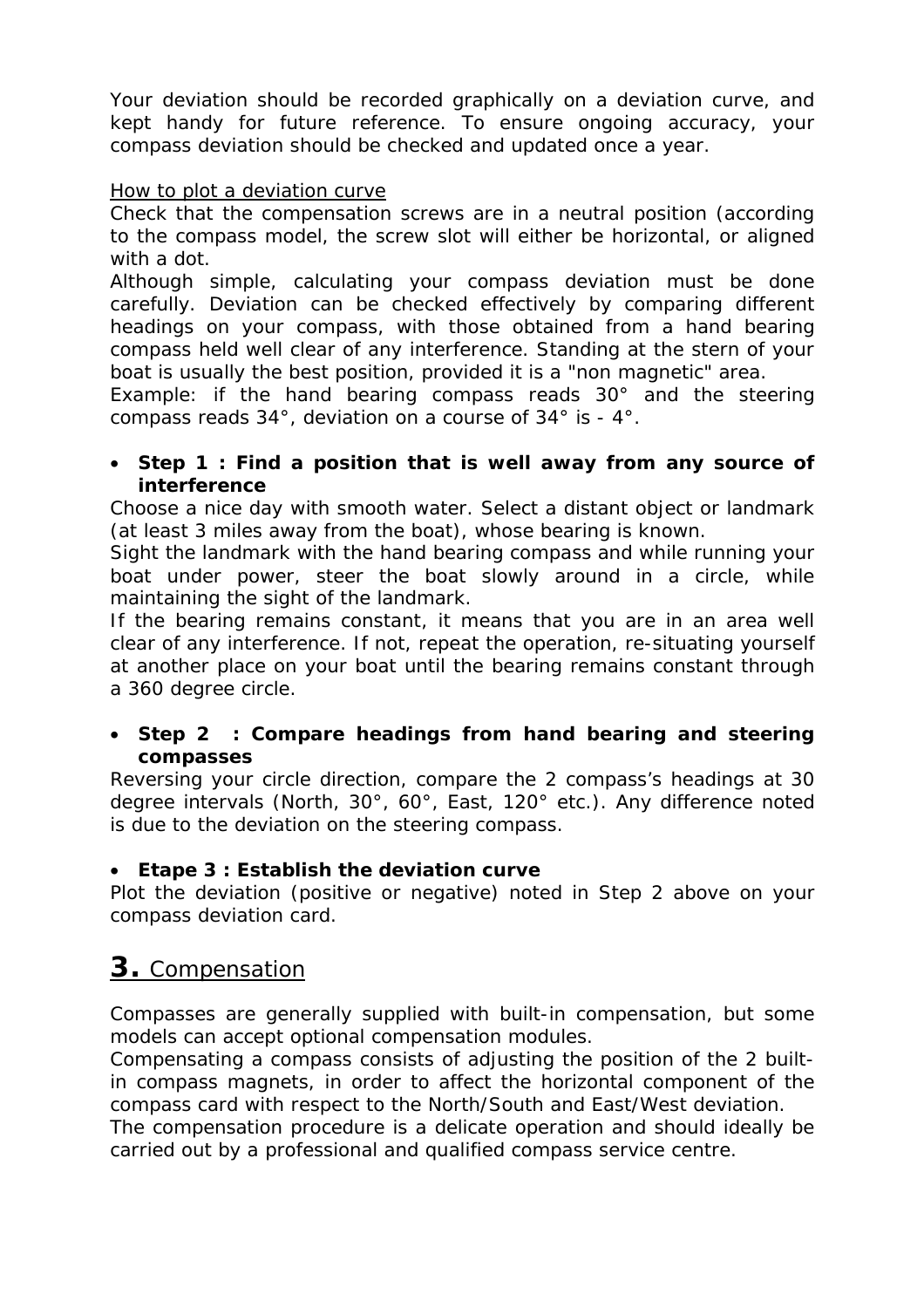Your deviation should be recorded graphically on a deviation curve, and kept handy for future reference. To ensure ongoing accuracy, your compass deviation should be checked and updated once a year.

How to plot a deviation curve

Check that the compensation screws are in a neutral position (according to the compass model, the screw slot will either be horizontal, or aligned with a dot.

Although simple, calculating your compass deviation must be done carefully. Deviation can be checked effectively by comparing different headings on your compass, with those obtained from a hand bearing compass held well clear of any interference. Standing at the stern of your boat is usually the best position, provided it is a "non magnetic" area.

Example: if the hand bearing compass reads 30° and the steering compass reads 34°, deviation on a course of 34° is - 4°.

- **Step 1 : Find a position that is well away from any source of interference**

Choose a nice day with smooth water. Select a distant object or landmark (at least 3 miles away from the boat), whose bearing is known.

Sight the landmark with the hand bearing compass and while running your boat under power, steer the boat slowly around in a circle, while maintaining the sight of the landmark.

If the bearing remains constant, it means that you are in an area well clear of any interference. If not, repeat the operation, re-situating yourself at another place on your boat until the bearing remains constant through a 360 degree circle.

- **Step 2 : Compare headings from hand bearing and steering compasses**

Reversing your circle direction, compare the 2 compass's headings at 30 degree intervals (North, 30°, 60°, East, 120° etc.). Any difference noted is due to the deviation on the steering compass.

- **Etape 3 : Establish the deviation curve**

Plot the deviation (positive or negative) noted in Step 2 above on your compass deviation card.

# **3.** Compensation

Compasses are generally supplied with built-in compensation, but some models can accept optional compensation modules.

Compensating a compass consists of adjusting the position of the 2 built-in compass magnets, in order to affect the horizontal component of the compass card with respect to the North/South and East/West deviation.

The compensation procedure is a delicate operation and should ideally be carried out by a professional and qualified compass service centre.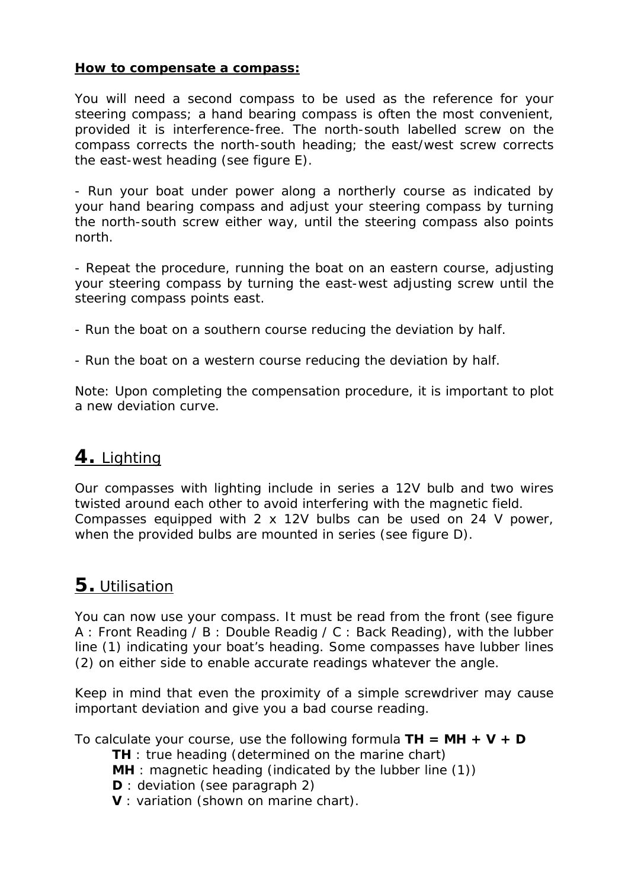**How to compensate a compass:**

You will need a second compass to be used as the reference for your steering compass; a hand bearing compass is often the most convenient, provided it is interference-free. The north-south labelled screw on the compass corrects the north-south heading; the east/west screw corrects the east-west heading (see figure E).

- Run your boat under power along a northerly course as indicated by your hand bearing compass and adjust your steering compass by turning the north-south screw either way, until the steering compass also points north.

- Repeat the procedure, running the boat on an eastern course, adjusting your steering compass by turning the east-west adjusting screw until the steering compass points east.

- Run the boat on a southern course reducing the deviation by half.

- Run the boat on a western course reducing the deviation by half.

Note: Upon completing the compensation procedure, it is important to plot a new deviation curve.

## **4.** Lighting

Our compasses with lighting include in series a 12V bulb and two wires twisted around each other to avoid interfering with the magnetic field.
Compasses equipped with 2 x 12V bulbs can be used on 24 V power, when the provided bulbs are mounted in series (see figure D).

## **5.** Utilisation

You can now use your compass. It must be read from the front (see figure A : Front Reading / B : Double Readig / C : Back Reading), with the lubber line (1) indicating your boat's heading. Some compasses have lubber lines (2) on either side to enable accurate readings whatever the angle.

Keep in mind that even the proximity of a simple screwdriver may cause important deviation and give you a bad course reading.

To calculate your course, use the following formula **TH = MH + V + D**

- **TH** : true heading (determined on the marine chart)
- **MH** : magnetic heading (indicated by the lubber line (1))
- **D** : deviation (see paragraph 2)
- **V** : variation (shown on marine chart).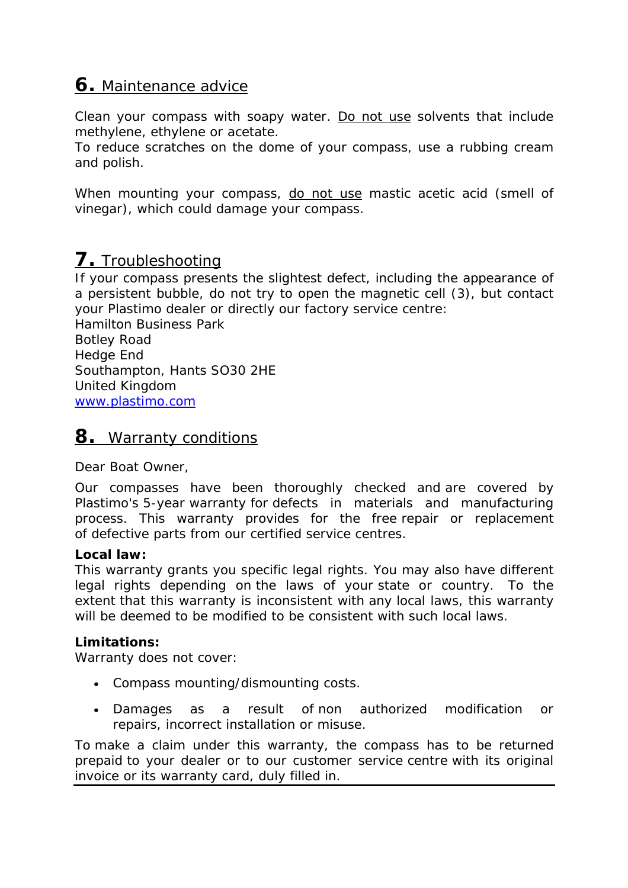## **6.** Maintenance advice

Clean your compass with soapy water. Do not use solvents that include methylene, ethylene or acetate.
To reduce scratches on the dome of your compass, use a rubbing cream and polish.

When mounting your compass, do not use mastic acetic acid (smell of vinegar), which could damage your compass.

## **7.** Troubleshooting

If your compass presents the slightest defect, including the appearance of a persistent bubble, do not try to open the magnetic cell (3), but contact your Plastimo dealer or directly our factory service centre:
Hamilton Business Park
Botley Road
Hedge End
Southampton, Hants SO30 2HE
United Kingdom
www.plastimo.com

## **8.** Warranty conditions

Dear Boat Owner,

Our compasses have been thoroughly checked and are covered by Plastimo's 5-year warranty for defects in materials and manufacturing process. This warranty provides for the free repair or replacement of defective parts from our certified service centres.

**Local law:**
This warranty grants you specific legal rights. You may also have different legal rights depending on the laws of your state or country. To the extent that this warranty is inconsistent with any local laws, this warranty will be deemed to be modified to be consistent with such local laws.

**Limitations:**
Warranty does not cover:

- Compass mounting/dismounting costs.
- Damages as a result of non authorized modification or repairs, incorrect installation or misuse.

To make a claim under this warranty, the compass has to be returned prepaid to your dealer or to our customer service centre with its original invoice or its warranty card, duly filled in.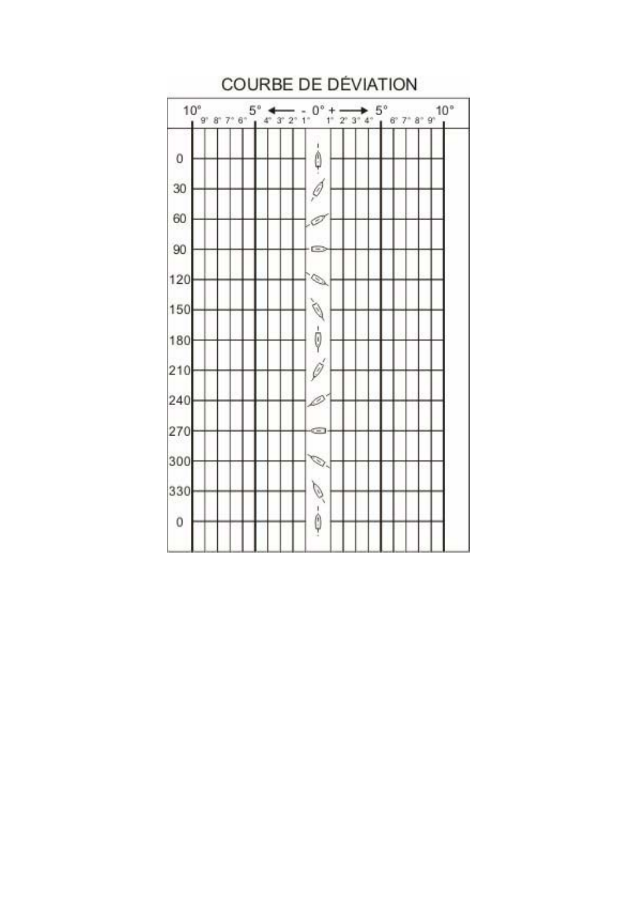# COURBE DE DÉVIATION

10° 9° 8° 7° 6° 5° ← - 0° + → 5° 4° 3° 2° 1° 1° 2° 3° 4° 5° 6° 7° 8° 9° 10°

0
30
60
90
120
150
180
210
240
270
300
330
0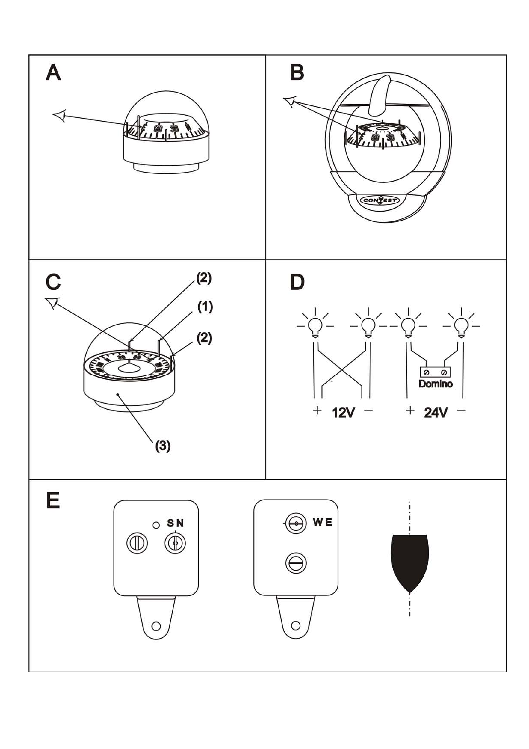A

B

CONTEST

C

(2)

(1)

(2)

(3)

D

Domino

\+ 12V −

\+ 24V −

E

S N

W E